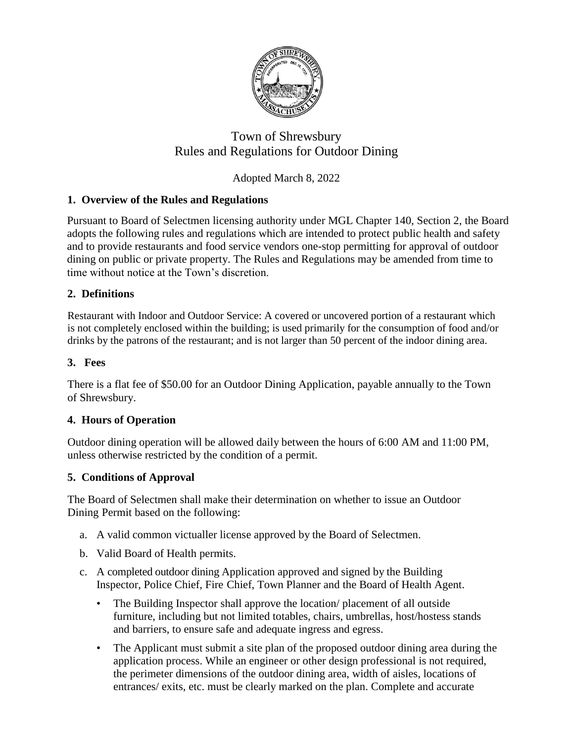# Town of Shrewsbury
# Rules and Regulations for Outdoor Dining

Adopted March 8, 2022

## 1. Overview of the Rules and Regulations

Pursuant to Board of Selectmen licensing authority under MGL Chapter 140, Section 2, the Board adopts the following rules and regulations which are intended to protect public health and safety and to provide restaurants and food service vendors one-stop permitting for approval of outdoor dining on public or private property. The Rules and Regulations may be amended from time to time without notice at the Town's discretion.

## 2. Definitions

Restaurant with Indoor and Outdoor Service: A covered or uncovered portion of a restaurant which is not completely enclosed within the building; is used primarily for the consumption of food and/or drinks by the patrons of the restaurant; and is not larger than 50 percent of the indoor dining area.

## 3. Fees

There is a flat fee of $50.00 for an Outdoor Dining Application, payable annually to the Town of Shrewsbury.

## 4. Hours of Operation

Outdoor dining operation will be allowed daily between the hours of 6:00 AM and 11:00 PM, unless otherwise restricted by the condition of a permit.

## 5. Conditions of Approval

The Board of Selectmen shall make their determination on whether to issue an Outdoor Dining Permit based on the following:

a. A valid common victualler license approved by the Board of Selectmen.

b. Valid Board of Health permits.

c. A completed outdoor dining Application approved and signed by the Building Inspector, Police Chief, Fire Chief, Town Planner and the Board of Health Agent.

- The Building Inspector shall approve the location/ placement of all outside furniture, including but not limited totables, chairs, umbrellas, host/hostess stands and barriers, to ensure safe and adequate ingress and egress.
- The Applicant must submit a site plan of the proposed outdoor dining area during the application process. While an engineer or other design professional is not required, the perimeter dimensions of the outdoor dining area, width of aisles, locations of entrances/ exits, etc. must be clearly marked on the plan. Complete and accurate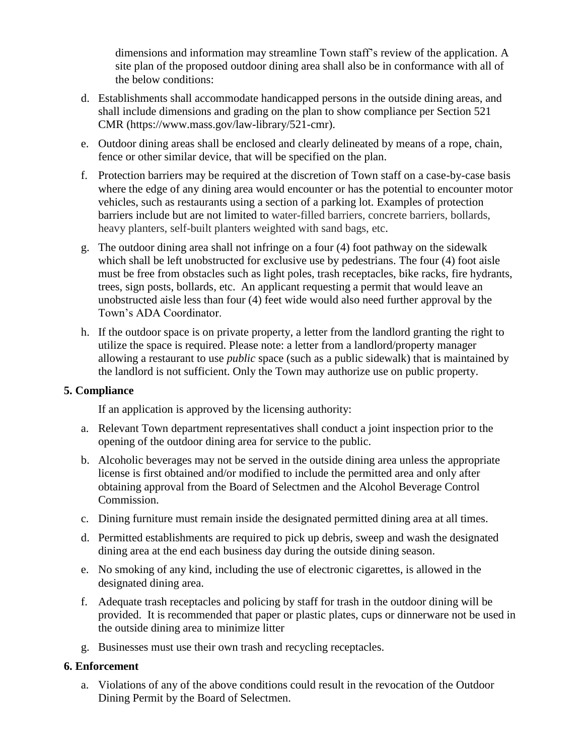dimensions and information may streamline Town staff's review of the application. A site plan of the proposed outdoor dining area shall also be in conformance with all of the below conditions:

d. Establishments shall accommodate handicapped persons in the outside dining areas, and shall include dimensions and grading on the plan to show compliance per Section 521 CMR (https://www.mass.gov/law-library/521-cmr).

e. Outdoor dining areas shall be enclosed and clearly delineated by means of a rope, chain, fence or other similar device, that will be specified on the plan.

f. Protection barriers may be required at the discretion of Town staff on a case-by-case basis where the edge of any dining area would encounter or has the potential to encounter motor vehicles, such as restaurants using a section of a parking lot. Examples of protection barriers include but are not limited to water-filled barriers, concrete barriers, bollards, heavy planters, self-built planters weighted with sand bags, etc.

g. The outdoor dining area shall not infringe on a four (4) foot pathway on the sidewalk which shall be left unobstructed for exclusive use by pedestrians. The four (4) foot aisle must be free from obstacles such as light poles, trash receptacles, bike racks, fire hydrants, trees, sign posts, bollards, etc. An applicant requesting a permit that would leave an unobstructed aisle less than four (4) feet wide would also need further approval by the Town's ADA Coordinator.

h. If the outdoor space is on private property, a letter from the landlord granting the right to utilize the space is required. Please note: a letter from a landlord/property manager allowing a restaurant to use *public* space (such as a public sidewalk) that is maintained by the landlord is not sufficient. Only the Town may authorize use on public property.

**5. Compliance**

If an application is approved by the licensing authority:

a. Relevant Town department representatives shall conduct a joint inspection prior to the opening of the outdoor dining area for service to the public.

b. Alcoholic beverages may not be served in the outside dining area unless the appropriate license is first obtained and/or modified to include the permitted area and only after obtaining approval from the Board of Selectmen and the Alcohol Beverage Control Commission.

c. Dining furniture must remain inside the designated permitted dining area at all times.

d. Permitted establishments are required to pick up debris, sweep and wash the designated dining area at the end each business day during the outside dining season.

e. No smoking of any kind, including the use of electronic cigarettes, is allowed in the designated dining area.

f. Adequate trash receptacles and policing by staff for trash in the outdoor dining will be provided. It is recommended that paper or plastic plates, cups or dinnerware not be used in the outside dining area to minimize litter

g. Businesses must use their own trash and recycling receptacles.

**6. Enforcement**

a. Violations of any of the above conditions could result in the revocation of the Outdoor Dining Permit by the Board of Selectmen.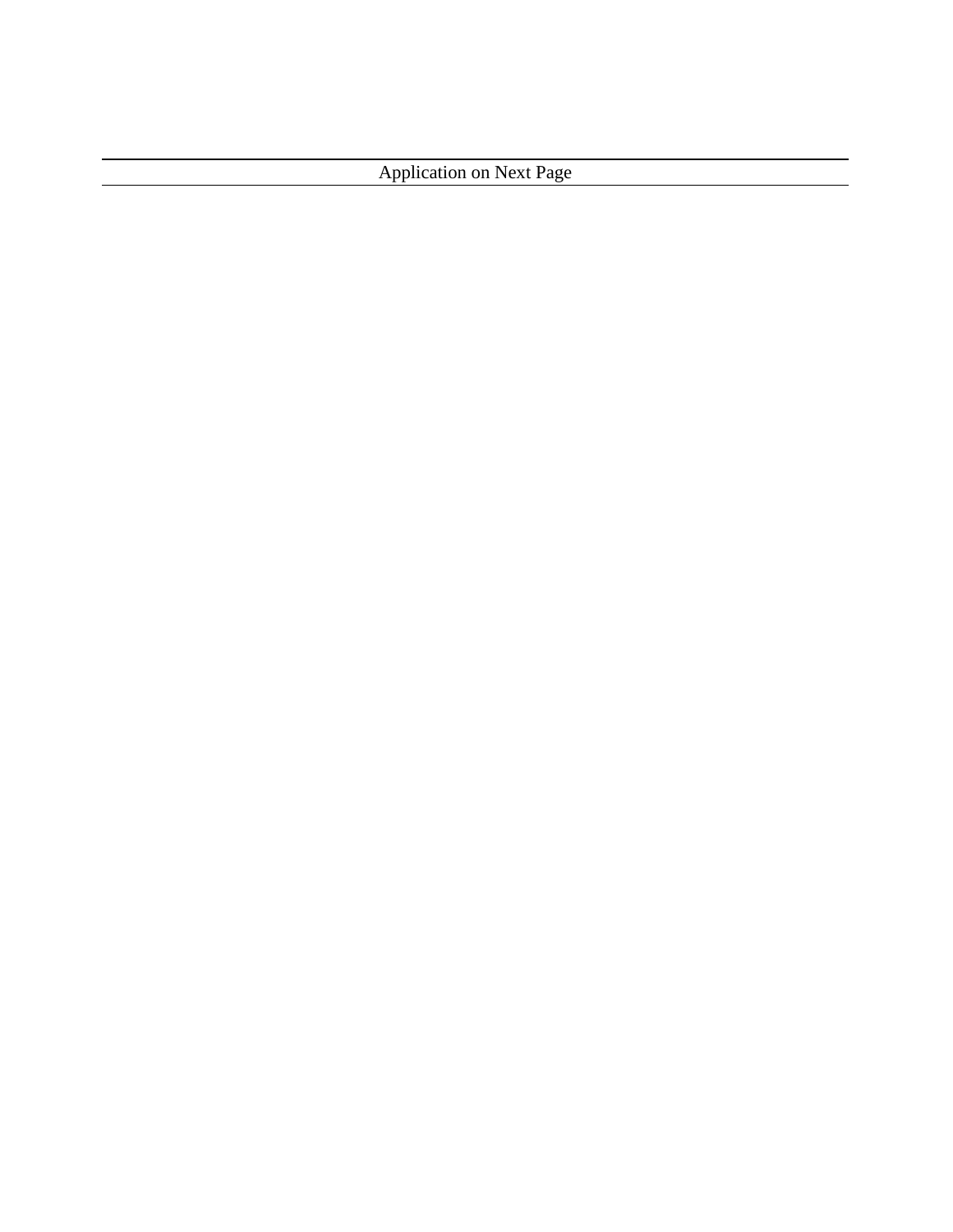Application on Next Page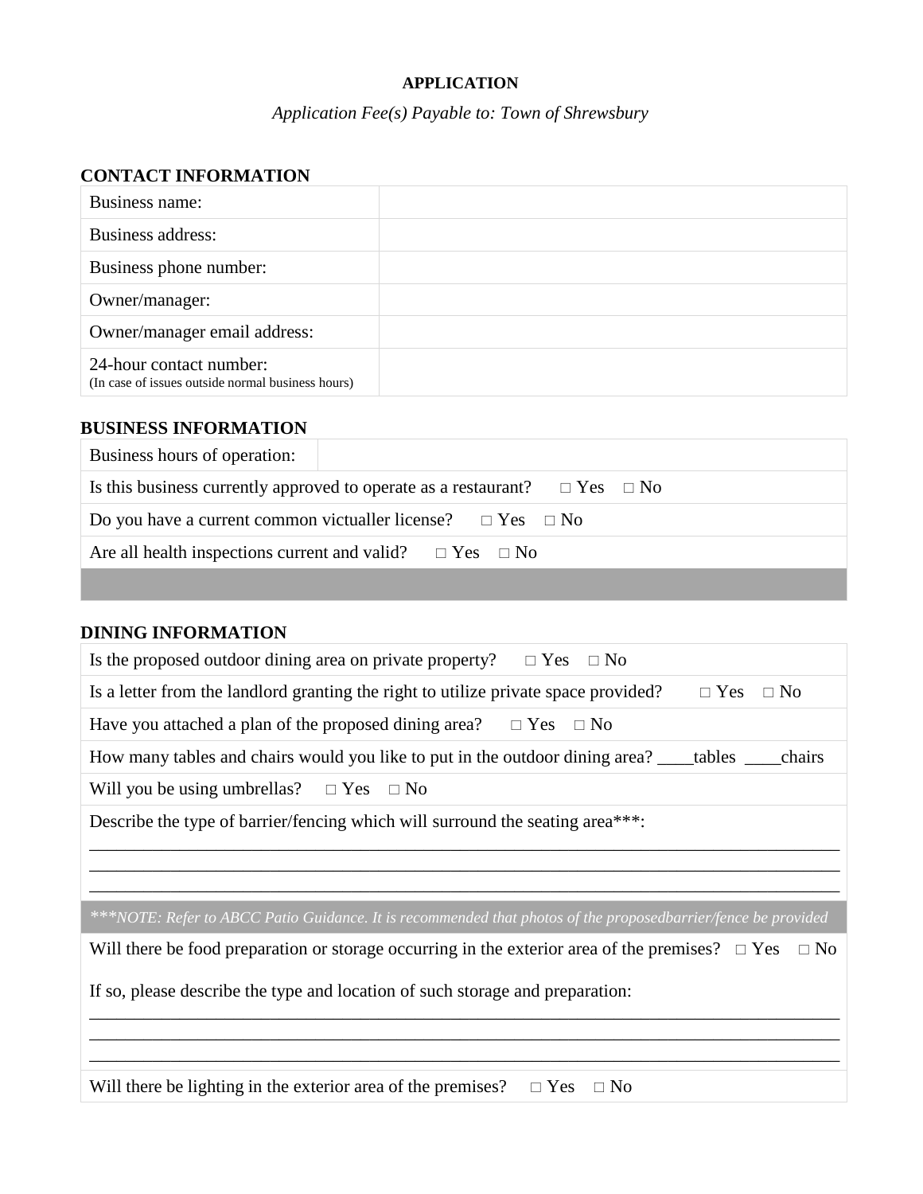**APPLICATION**

*Application Fee(s) Payable to: Town of Shrewsbury*

**CONTACT INFORMATION**

| | |
|---|---|
| Business name: | |
| Business address: | |
| Business phone number: | |
| Owner/manager: | |
| Owner/manager email address: | |
| 24-hour contact number: (In case of issues outside normal business hours) | |

**BUSINESS INFORMATION**

| | |
|---|---|
| Business hours of operation: | |
| Is this business currently approved to operate as a restaurant? □ Yes □ No | |
| Do you have a current common victualler license? □ Yes □ No | |
| Are all health inspections current and valid? □ Yes □ No | |

**DINING INFORMATION**

Is the proposed outdoor dining area on private property? □ Yes □ No

Is a letter from the landlord granting the right to utilize private space provided? □ Yes □ No

Have you attached a plan of the proposed dining area? □ Yes □ No

How many tables and chairs would you like to put in the outdoor dining area? ____tables ____chairs

Will you be using umbrellas? □ Yes □ No

Describe the type of barrier/fencing which will surround the seating area***:

______________________________________________________________________________
______________________________________________________________________________
______________________________________________________________________________

****NOTE: Refer to ABCC Patio Guidance. It is recommended that photos of the proposedbarrier/fence be provided*

Will there be food preparation or storage occurring in the exterior area of the premises? □ Yes □ No

If so, please describe the type and location of such storage and preparation:

______________________________________________________________________________
______________________________________________________________________________
______________________________________________________________________________

Will there be lighting in the exterior area of the premises? □ Yes □ No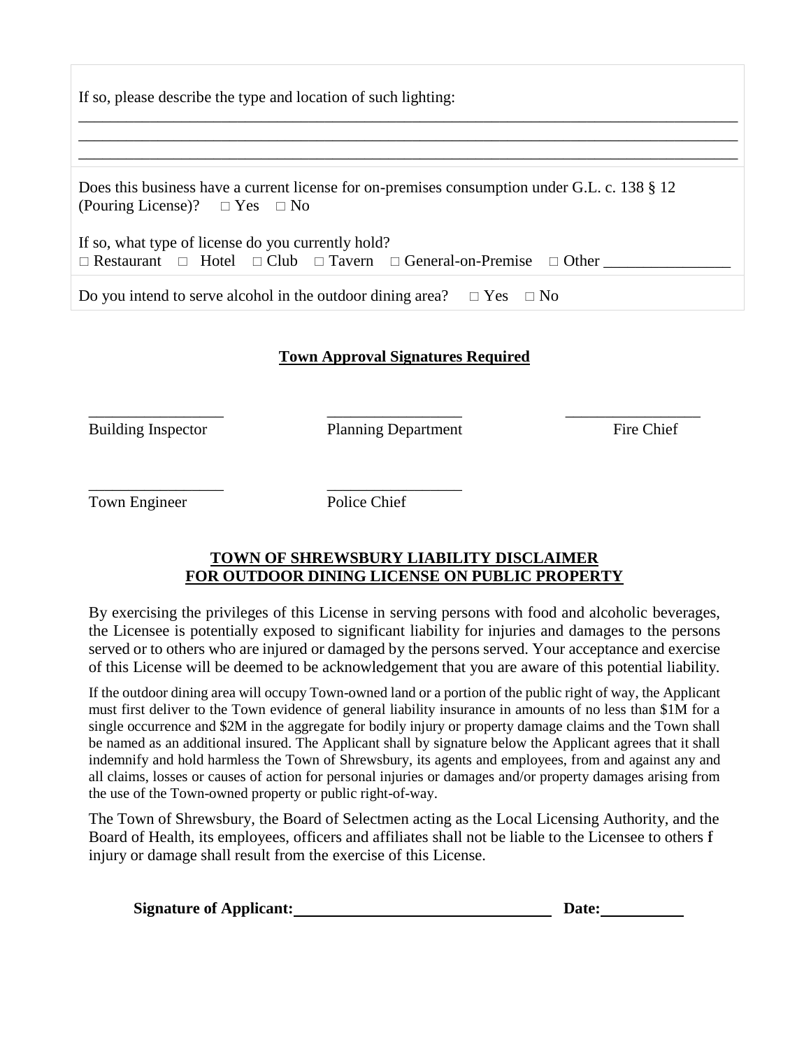If so, please describe the type and location of such lighting:

____________________________________________________________________________________
____________________________________________________________________________________
____________________________________________________________________________________

Does this business have a current license for on-premises consumption under G.L. c. 138 § 12 (Pouring License)? □ Yes □ No

If so, what type of license do you currently hold?
□ Restaurant □ Hotel □ Club □ Tavern □ General-on-Premise □ Other ________________

Do you intend to serve alcohol in the outdoor dining area? □ Yes □ No

**Town Approval Signatures Required**

| | | |
|---|---|---|
| _________________ | _________________ | _________________ |
| Building Inspector | Planning Department | Fire Chief |
| _________________ | _________________ | |
| Town Engineer | Police Chief | |

**TOWN OF SHREWSBURY LIABILITY DISCLAIMER**
**FOR OUTDOOR DINING LICENSE ON PUBLIC PROPERTY**

By exercising the privileges of this License in serving persons with food and alcoholic beverages, the Licensee is potentially exposed to significant liability for injuries and damages to the persons served or to others who are injured or damaged by the persons served. Your acceptance and exercise of this License will be deemed to be acknowledgement that you are aware of this potential liability.

If the outdoor dining area will occupy Town-owned land or a portion of the public right of way, the Applicant must first deliver to the Town evidence of general liability insurance in amounts of no less than $1M for a single occurrence and $2M in the aggregate for bodily injury or property damage claims and the Town shall be named as an additional insured. The Applicant shall by signature below the Applicant agrees that it shall indemnify and hold harmless the Town of Shrewsbury, its agents and employees, from and against any and all claims, losses or causes of action for personal injuries or damages and/or property damages arising from the use of the Town-owned property or public right-of-way.

The Town of Shrewsbury, the Board of Selectmen acting as the Local Licensing Authority, and the Board of Health, its employees, officers and affiliates shall not be liable to the Licensee to others f injury or damage shall result from the exercise of this License.

**Signature of Applicant:**________________________________ **Date:**__________